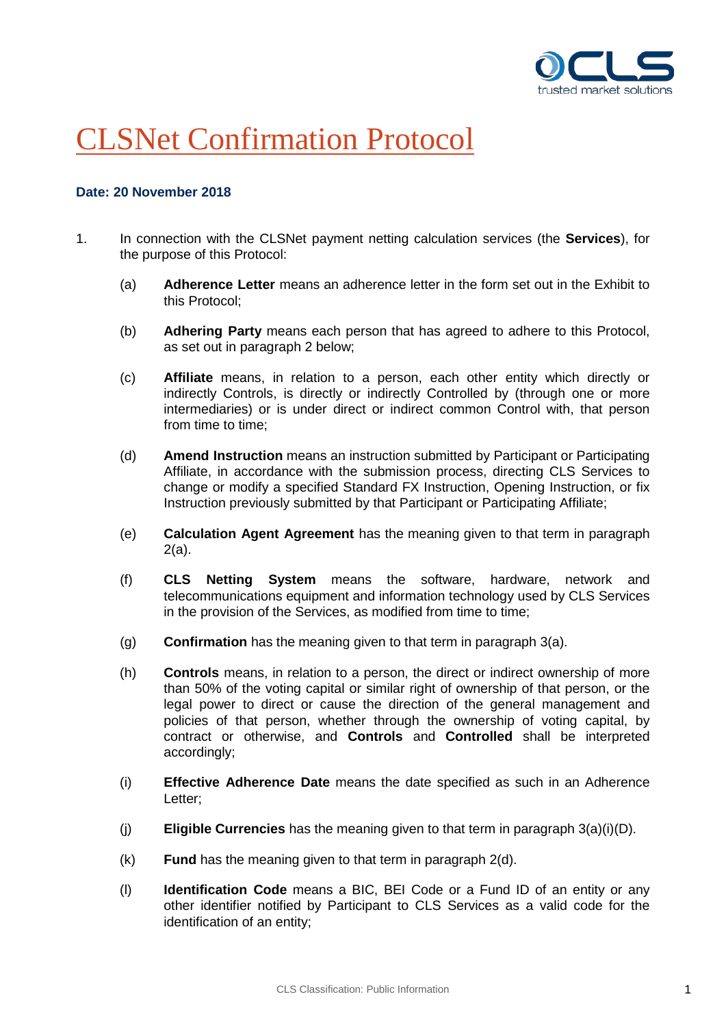# CLSNet Confirmation Protocol

**Date: 20 November 2018**

1. In connection with the CLSNet payment netting calculation services (the **Services**), for the purpose of this Protocol:

   (a) **Adherence Letter** means an adherence letter in the form set out in the Exhibit to this Protocol;

   (b) **Adhering Party** means each person that has agreed to adhere to this Protocol, as set out in paragraph 2 below;

   (c) **Affiliate** means, in relation to a person, each other entity which directly or indirectly Controls, is directly or indirectly Controlled by (through one or more intermediaries) or is under direct or indirect common Control with, that person from time to time;

   (d) **Amend Instruction** means an instruction submitted by Participant or Participating Affiliate, in accordance with the submission process, directing CLS Services to change or modify a specified Standard FX Instruction, Opening Instruction, or fix Instruction previously submitted by that Participant or Participating Affiliate;

   (e) **Calculation Agent Agreement** has the meaning given to that term in paragraph 2(a).

   (f) **CLS Netting System** means the software, hardware, network and telecommunications equipment and information technology used by CLS Services in the provision of the Services, as modified from time to time;

   (g) **Confirmation** has the meaning given to that term in paragraph 3(a).

   (h) **Controls** means, in relation to a person, the direct or indirect ownership of more than 50% of the voting capital or similar right of ownership of that person, or the legal power to direct or cause the direction of the general management and policies of that person, whether through the ownership of voting capital, by contract or otherwise, and **Controls** and **Controlled** shall be interpreted accordingly;

   (i) **Effective Adherence Date** means the date specified as such in an Adherence Letter;

   (j) **Eligible Currencies** has the meaning given to that term in paragraph 3(a)(i)(D).

   (k) **Fund** has the meaning given to that term in paragraph 2(d).

   (l) **Identification Code** means a BIC, BEI Code or a Fund ID of an entity or any other identifier notified by Participant to CLS Services as a valid code for the identification of an entity;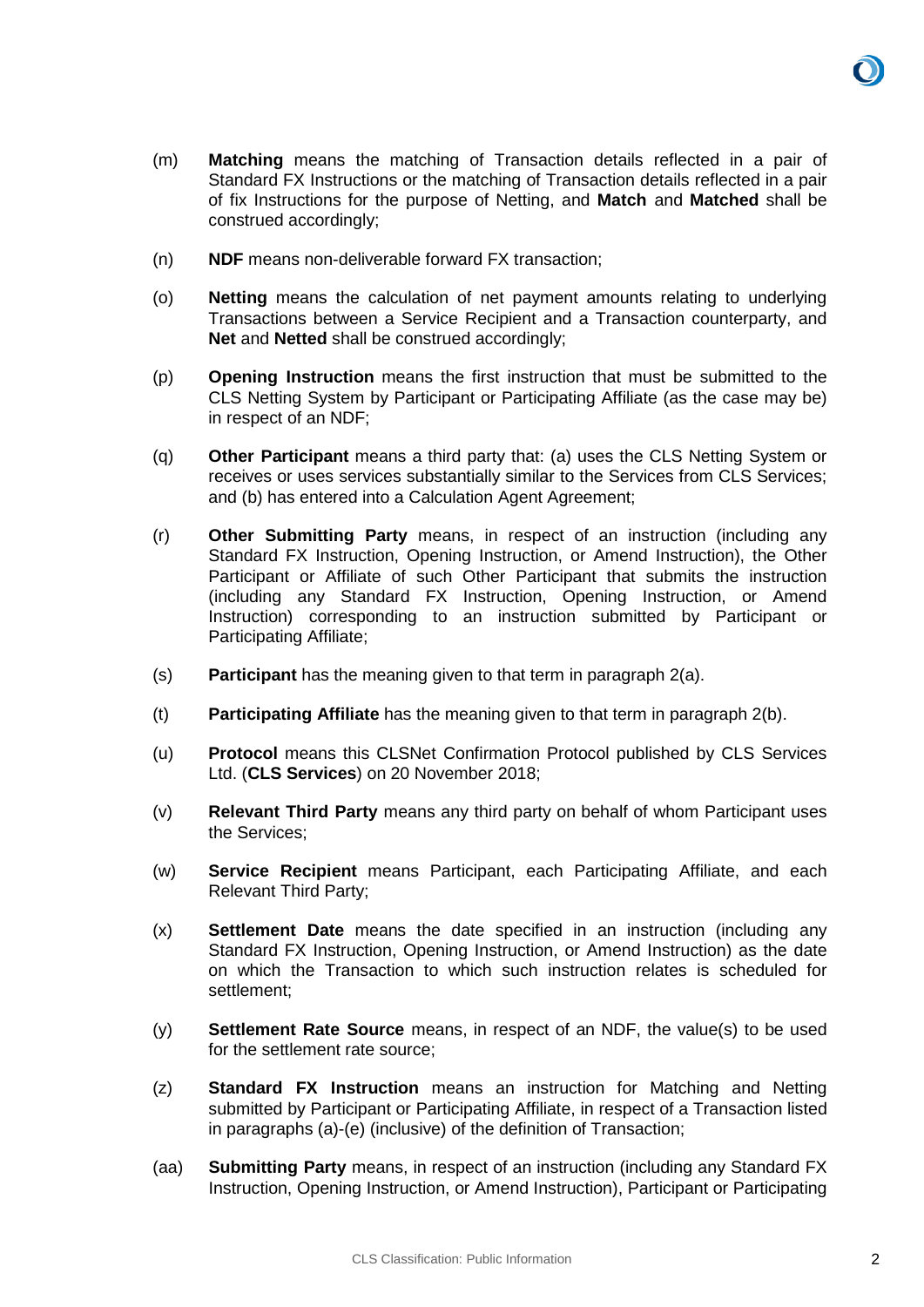(m) **Matching** means the matching of Transaction details reflected in a pair of Standard FX Instructions or the matching of Transaction details reflected in a pair of fix Instructions for the purpose of Netting, and **Match** and **Matched** shall be construed accordingly;

(n) **NDF** means non-deliverable forward FX transaction;

(o) **Netting** means the calculation of net payment amounts relating to underlying Transactions between a Service Recipient and a Transaction counterparty, and **Net** and **Netted** shall be construed accordingly;

(p) **Opening Instruction** means the first instruction that must be submitted to the CLS Netting System by Participant or Participating Affiliate (as the case may be) in respect of an NDF;

(q) **Other Participant** means a third party that: (a) uses the CLS Netting System or receives or uses services substantially similar to the Services from CLS Services; and (b) has entered into a Calculation Agent Agreement;

(r) **Other Submitting Party** means, in respect of an instruction (including any Standard FX Instruction, Opening Instruction, or Amend Instruction), the Other Participant or Affiliate of such Other Participant that submits the instruction (including any Standard FX Instruction, Opening Instruction, or Amend Instruction) corresponding to an instruction submitted by Participant or Participating Affiliate;

(s) **Participant** has the meaning given to that term in paragraph 2(a).

(t) **Participating Affiliate** has the meaning given to that term in paragraph 2(b).

(u) **Protocol** means this CLSNet Confirmation Protocol published by CLS Services Ltd. (**CLS Services**) on 20 November 2018;

(v) **Relevant Third Party** means any third party on behalf of whom Participant uses the Services;

(w) **Service Recipient** means Participant, each Participating Affiliate, and each Relevant Third Party;

(x) **Settlement Date** means the date specified in an instruction (including any Standard FX Instruction, Opening Instruction, or Amend Instruction) as the date on which the Transaction to which such instruction relates is scheduled for settlement;

(y) **Settlement Rate Source** means, in respect of an NDF, the value(s) to be used for the settlement rate source;

(z) **Standard FX Instruction** means an instruction for Matching and Netting submitted by Participant or Participating Affiliate, in respect of a Transaction listed in paragraphs (a)-(e) (inclusive) of the definition of Transaction;

(aa) **Submitting Party** means, in respect of an instruction (including any Standard FX Instruction, Opening Instruction, or Amend Instruction), Participant or Participating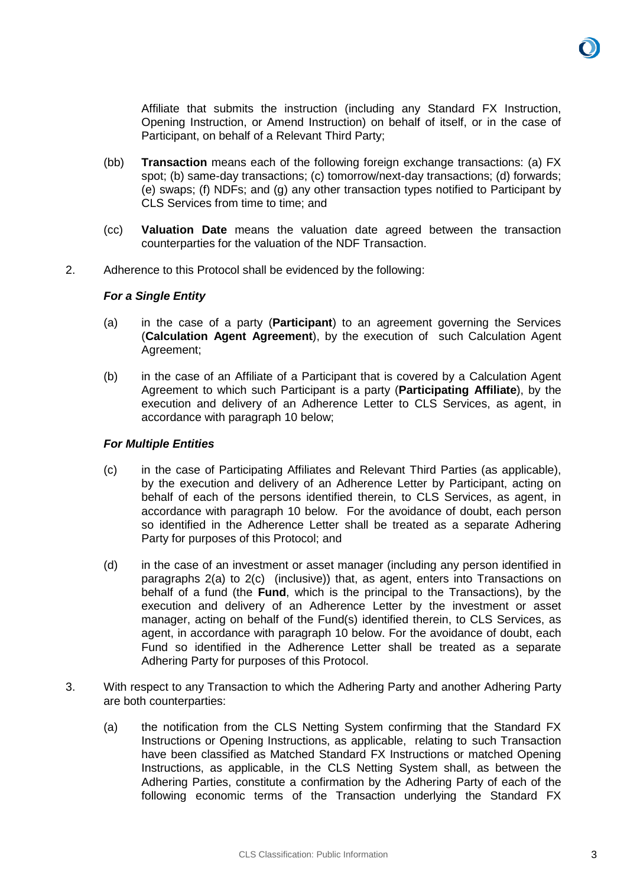Affiliate that submits the instruction (including any Standard FX Instruction, Opening Instruction, or Amend Instruction) on behalf of itself, or in the case of Participant, on behalf of a Relevant Third Party;

(bb) **Transaction** means each of the following foreign exchange transactions: (a) FX spot; (b) same-day transactions; (c) tomorrow/next-day transactions; (d) forwards; (e) swaps; (f) NDFs; and (g) any other transaction types notified to Participant by CLS Services from time to time; and

(cc) **Valuation Date** means the valuation date agreed between the transaction counterparties for the valuation of the NDF Transaction.

2. Adherence to this Protocol shall be evidenced by the following:

***For a Single Entity***

(a) in the case of a party (**Participant**) to an agreement governing the Services (**Calculation Agent Agreement**), by the execution of such Calculation Agent Agreement;

(b) in the case of an Affiliate of a Participant that is covered by a Calculation Agent Agreement to which such Participant is a party (**Participating Affiliate**), by the execution and delivery of an Adherence Letter to CLS Services, as agent, in accordance with paragraph 10 below;

***For Multiple Entities***

(c) in the case of Participating Affiliates and Relevant Third Parties (as applicable), by the execution and delivery of an Adherence Letter by Participant, acting on behalf of each of the persons identified therein, to CLS Services, as agent, in accordance with paragraph 10 below. For the avoidance of doubt, each person so identified in the Adherence Letter shall be treated as a separate Adhering Party for purposes of this Protocol; and

(d) in the case of an investment or asset manager (including any person identified in paragraphs 2(a) to 2(c) (inclusive)) that, as agent, enters into Transactions on behalf of a fund (the **Fund**, which is the principal to the Transactions), by the execution and delivery of an Adherence Letter by the investment or asset manager, acting on behalf of the Fund(s) identified therein, to CLS Services, as agent, in accordance with paragraph 10 below. For the avoidance of doubt, each Fund so identified in the Adherence Letter shall be treated as a separate Adhering Party for purposes of this Protocol.

3. With respect to any Transaction to which the Adhering Party and another Adhering Party are both counterparties:

(a) the notification from the CLS Netting System confirming that the Standard FX Instructions or Opening Instructions, as applicable, relating to such Transaction have been classified as Matched Standard FX Instructions or matched Opening Instructions, as applicable, in the CLS Netting System shall, as between the Adhering Parties, constitute a confirmation by the Adhering Party of each of the following economic terms of the Transaction underlying the Standard FX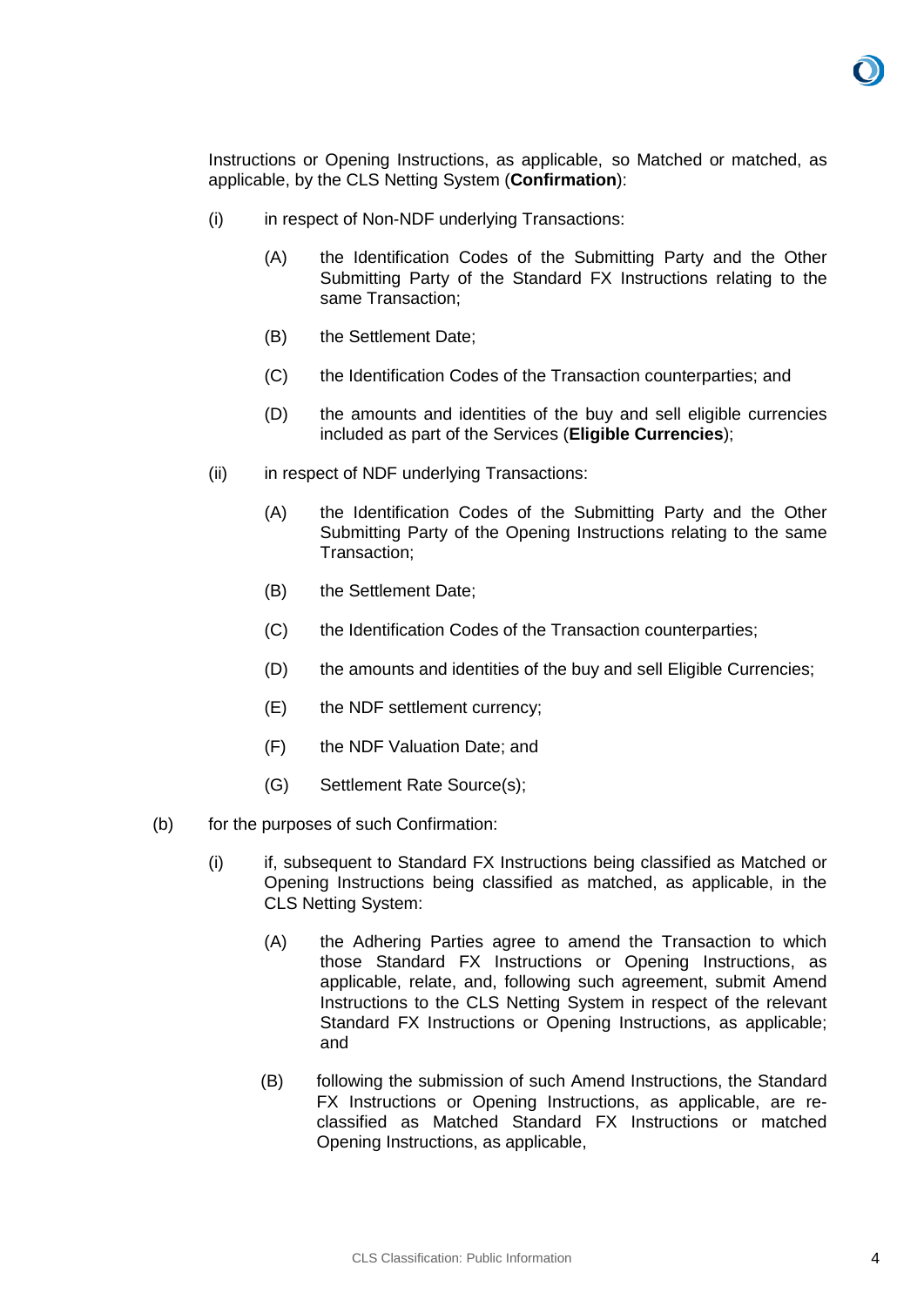Instructions or Opening Instructions, as applicable, so Matched or matched, as applicable, by the CLS Netting System (**Confirmation**):

(i) in respect of Non-NDF underlying Transactions:

(A) the Identification Codes of the Submitting Party and the Other Submitting Party of the Standard FX Instructions relating to the same Transaction;

(B) the Settlement Date;

(C) the Identification Codes of the Transaction counterparties; and

(D) the amounts and identities of the buy and sell eligible currencies included as part of the Services (**Eligible Currencies**);

(ii) in respect of NDF underlying Transactions:

(A) the Identification Codes of the Submitting Party and the Other Submitting Party of the Opening Instructions relating to the same Transaction;

(B) the Settlement Date;

(C) the Identification Codes of the Transaction counterparties;

(D) the amounts and identities of the buy and sell Eligible Currencies;

(E) the NDF settlement currency;

(F) the NDF Valuation Date; and

(G) Settlement Rate Source(s);

(b) for the purposes of such Confirmation:

(i) if, subsequent to Standard FX Instructions being classified as Matched or Opening Instructions being classified as matched, as applicable, in the CLS Netting System:

(A) the Adhering Parties agree to amend the Transaction to which those Standard FX Instructions or Opening Instructions, as applicable, relate, and, following such agreement, submit Amend Instructions to the CLS Netting System in respect of the relevant Standard FX Instructions or Opening Instructions, as applicable; and

(B) following the submission of such Amend Instructions, the Standard FX Instructions or Opening Instructions, as applicable, are re-classified as Matched Standard FX Instructions or matched Opening Instructions, as applicable,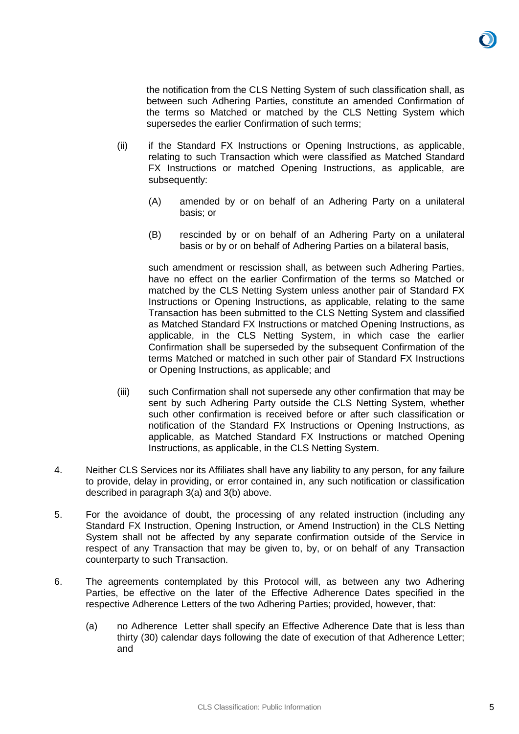the notification from the CLS Netting System of such classification shall, as between such Adhering Parties, constitute an amended Confirmation of the terms so Matched or matched by the CLS Netting System which supersedes the earlier Confirmation of such terms;

(ii) if the Standard FX Instructions or Opening Instructions, as applicable, relating to such Transaction which were classified as Matched Standard FX Instructions or matched Opening Instructions, as applicable, are subsequently:

(A) amended by or on behalf of an Adhering Party on a unilateral basis; or

(B) rescinded by or on behalf of an Adhering Party on a unilateral basis or by or on behalf of Adhering Parties on a bilateral basis,

such amendment or rescission shall, as between such Adhering Parties, have no effect on the earlier Confirmation of the terms so Matched or matched by the CLS Netting System unless another pair of Standard FX Instructions or Opening Instructions, as applicable, relating to the same Transaction has been submitted to the CLS Netting System and classified as Matched Standard FX Instructions or matched Opening Instructions, as applicable, in the CLS Netting System, in which case the earlier Confirmation shall be superseded by the subsequent Confirmation of the terms Matched or matched in such other pair of Standard FX Instructions or Opening Instructions, as applicable; and

(iii) such Confirmation shall not supersede any other confirmation that may be sent by such Adhering Party outside the CLS Netting System, whether such other confirmation is received before or after such classification or notification of the Standard FX Instructions or Opening Instructions, as applicable, as Matched Standard FX Instructions or matched Opening Instructions, as applicable, in the CLS Netting System.

4. Neither CLS Services nor its Affiliates shall have any liability to any person, for any failure to provide, delay in providing, or error contained in, any such notification or classification described in paragraph 3(a) and 3(b) above.

5. For the avoidance of doubt, the processing of any related instruction (including any Standard FX Instruction, Opening Instruction, or Amend Instruction) in the CLS Netting System shall not be affected by any separate confirmation outside of the Service in respect of any Transaction that may be given to, by, or on behalf of any Transaction counterparty to such Transaction.

6. The agreements contemplated by this Protocol will, as between any two Adhering Parties, be effective on the later of the Effective Adherence Dates specified in the respective Adherence Letters of the two Adhering Parties; provided, however, that:

(a) no Adherence Letter shall specify an Effective Adherence Date that is less than thirty (30) calendar days following the date of execution of that Adherence Letter; and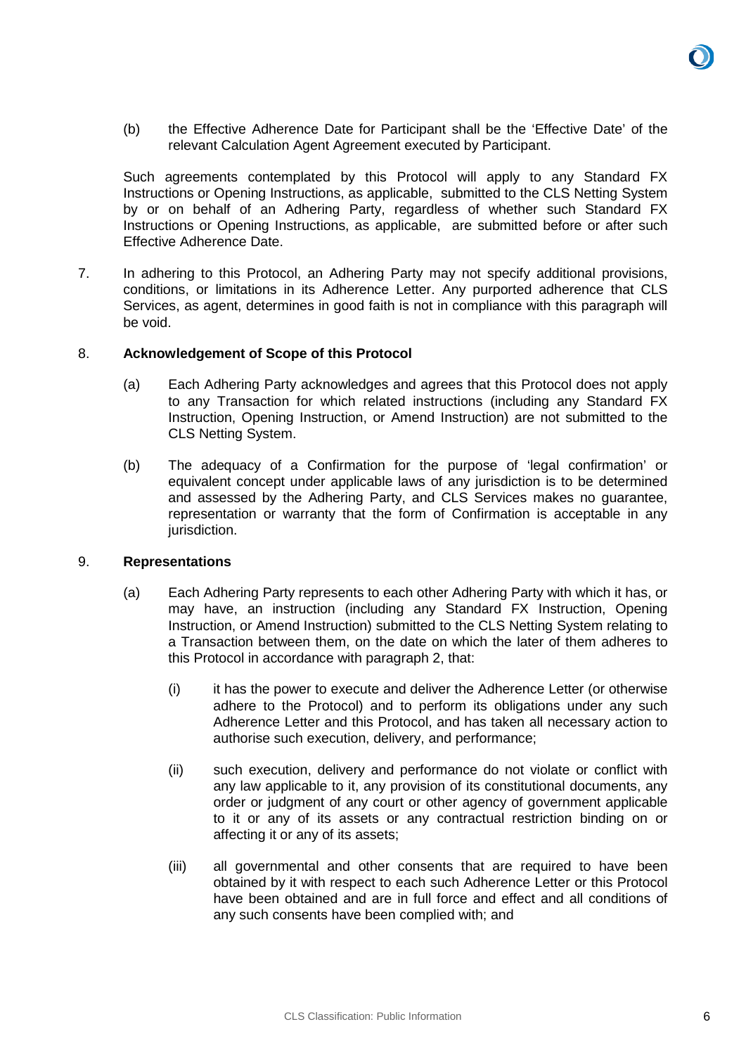(b) the Effective Adherence Date for Participant shall be the 'Effective Date' of the relevant Calculation Agent Agreement executed by Participant.

Such agreements contemplated by this Protocol will apply to any Standard FX Instructions or Opening Instructions, as applicable, submitted to the CLS Netting System by or on behalf of an Adhering Party, regardless of whether such Standard FX Instructions or Opening Instructions, as applicable, are submitted before or after such Effective Adherence Date.

7. In adhering to this Protocol, an Adhering Party may not specify additional provisions, conditions, or limitations in its Adherence Letter. Any purported adherence that CLS Services, as agent, determines in good faith is not in compliance with this paragraph will be void.

8. **Acknowledgement of Scope of this Protocol**

   (a) Each Adhering Party acknowledges and agrees that this Protocol does not apply to any Transaction for which related instructions (including any Standard FX Instruction, Opening Instruction, or Amend Instruction) are not submitted to the CLS Netting System.

   (b) The adequacy of a Confirmation for the purpose of 'legal confirmation' or equivalent concept under applicable laws of any jurisdiction is to be determined and assessed by the Adhering Party, and CLS Services makes no guarantee, representation or warranty that the form of Confirmation is acceptable in any jurisdiction.

9. **Representations**

   (a) Each Adhering Party represents to each other Adhering Party with which it has, or may have, an instruction (including any Standard FX Instruction, Opening Instruction, or Amend Instruction) submitted to the CLS Netting System relating to a Transaction between them, on the date on which the later of them adheres to this Protocol in accordance with paragraph 2, that:

      (i) it has the power to execute and deliver the Adherence Letter (or otherwise adhere to the Protocol) and to perform its obligations under any such Adherence Letter and this Protocol, and has taken all necessary action to authorise such execution, delivery, and performance;

      (ii) such execution, delivery and performance do not violate or conflict with any law applicable to it, any provision of its constitutional documents, any order or judgment of any court or other agency of government applicable to it or any of its assets or any contractual restriction binding on or affecting it or any of its assets;

      (iii) all governmental and other consents that are required to have been obtained by it with respect to each such Adherence Letter or this Protocol have been obtained and are in full force and effect and all conditions of any such consents have been complied with; and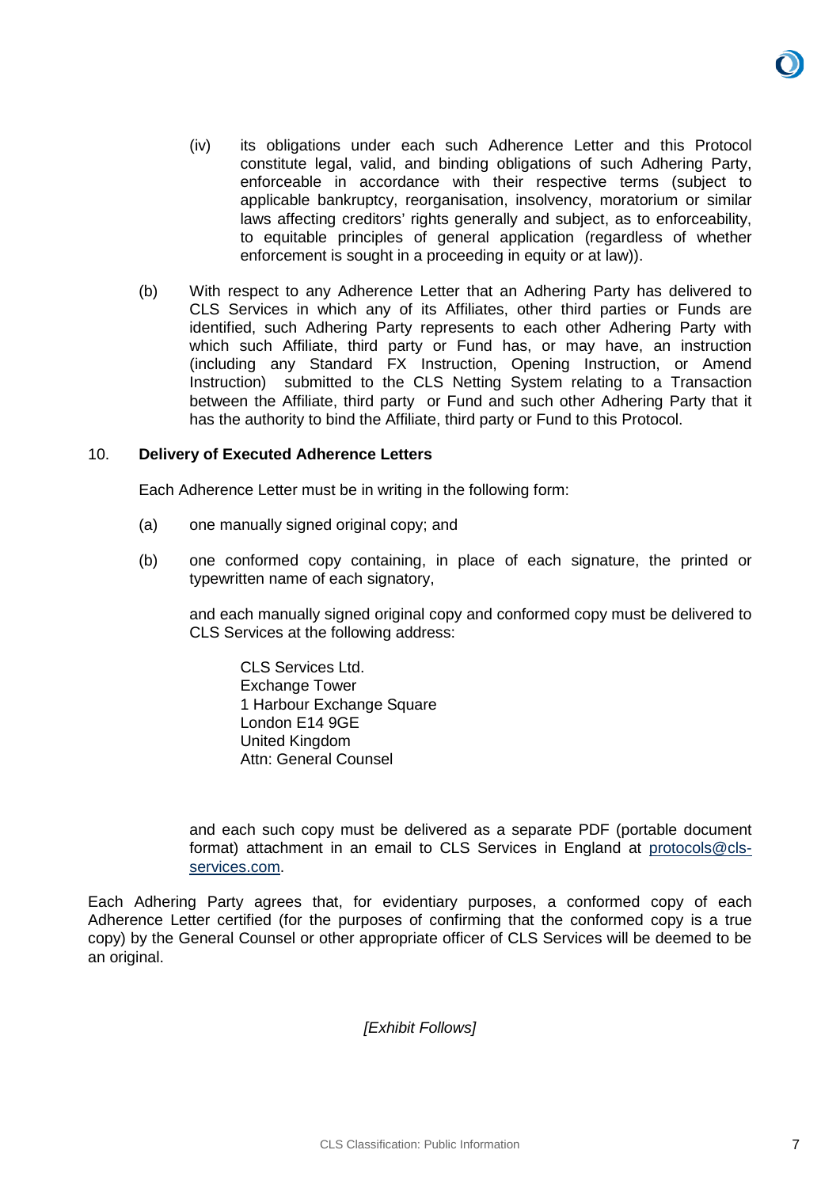(iv) its obligations under each such Adherence Letter and this Protocol constitute legal, valid, and binding obligations of such Adhering Party, enforceable in accordance with their respective terms (subject to applicable bankruptcy, reorganisation, insolvency, moratorium or similar laws affecting creditors' rights generally and subject, as to enforceability, to equitable principles of general application (regardless of whether enforcement is sought in a proceeding in equity or at law)).

(b) With respect to any Adherence Letter that an Adhering Party has delivered to CLS Services in which any of its Affiliates, other third parties or Funds are identified, such Adhering Party represents to each other Adhering Party with which such Affiliate, third party or Fund has, or may have, an instruction (including any Standard FX Instruction, Opening Instruction, or Amend Instruction) submitted to the CLS Netting System relating to a Transaction between the Affiliate, third party or Fund and such other Adhering Party that it has the authority to bind the Affiliate, third party or Fund to this Protocol.

10. **Delivery of Executed Adherence Letters**

Each Adherence Letter must be in writing in the following form:

(a) one manually signed original copy; and

(b) one conformed copy containing, in place of each signature, the printed or typewritten name of each signatory,

and each manually signed original copy and conformed copy must be delivered to CLS Services at the following address:

CLS Services Ltd.
Exchange Tower
1 Harbour Exchange Square
London E14 9GE
United Kingdom
Attn: General Counsel

and each such copy must be delivered as a separate PDF (portable document format) attachment in an email to CLS Services in England at protocols@cls-services.com.

Each Adhering Party agrees that, for evidentiary purposes, a conformed copy of each Adherence Letter certified (for the purposes of confirming that the conformed copy is a true copy) by the General Counsel or other appropriate officer of CLS Services will be deemed to be an original.

*[Exhibit Follows]*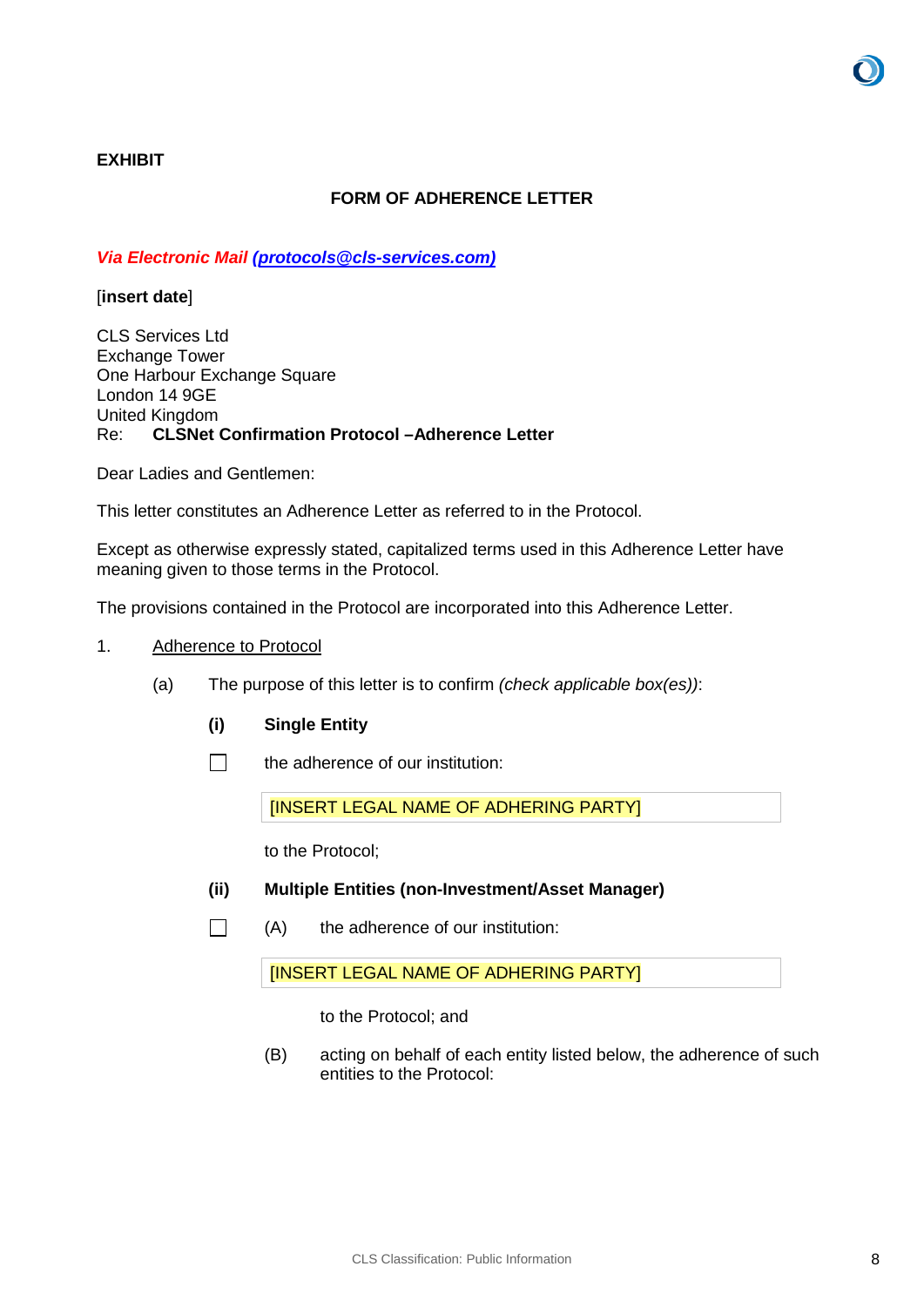**EXHIBIT**

**FORM OF ADHERENCE LETTER**

***Via Electronic Mail [(protocols@cls-services.com)](mailto:protocols@cls-services.com)***

[**insert date**]

CLS Services Ltd
Exchange Tower
One Harbour Exchange Square
London 14 9GE
United Kingdom
Re: **CLSNet Confirmation Protocol –Adherence Letter**

Dear Ladies and Gentlemen:

This letter constitutes an Adherence Letter as referred to in the Protocol.

Except as otherwise expressly stated, capitalized terms used in this Adherence Letter have meaning given to those terms in the Protocol.

The provisions contained in the Protocol are incorporated into this Adherence Letter.

1. Adherence to Protocol

   (a) The purpose of this letter is to confirm *(check applicable box(es))*:

   **(i) Single Entity**

   ☐ the adherence of our institution:

   [INSERT LEGAL NAME OF ADHERING PARTY]

   to the Protocol;

   **(ii) Multiple Entities (non-Investment/Asset Manager)**

   ☐ (A) the adherence of our institution:

   [INSERT LEGAL NAME OF ADHERING PARTY]

   to the Protocol; and

   (B) acting on behalf of each entity listed below, the adherence of such entities to the Protocol: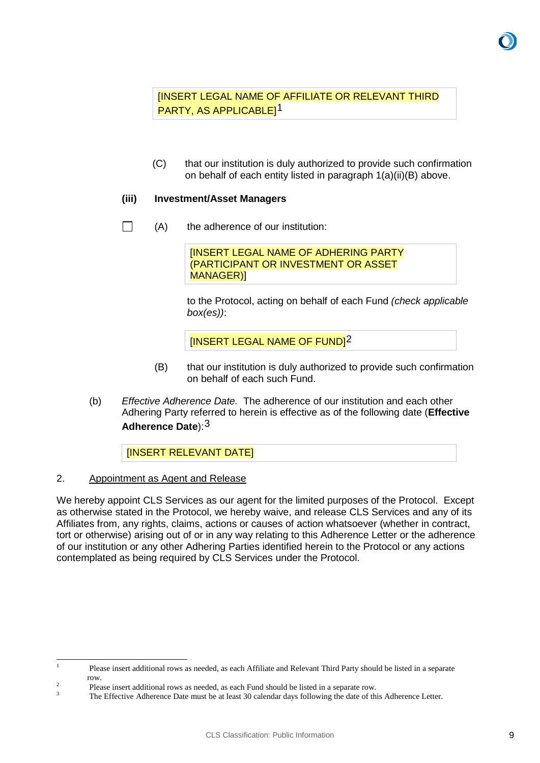[INSERT LEGAL NAME OF AFFILIATE OR RELEVANT THIRD PARTY, AS APPLICABLE][1]

(C) that our institution is duly authorized to provide such confirmation on behalf of each entity listed in paragraph 1(a)(ii)(B) above.

**(iii) Investment/Asset Managers**

☐ (A) the adherence of our institution:

[INSERT LEGAL NAME OF ADHERING PARTY (PARTICIPANT OR INVESTMENT OR ASSET MANAGER)]

to the Protocol, acting on behalf of each Fund *(check applicable box(es))*:

[INSERT LEGAL NAME OF FUND][2]

(B) that our institution is duly authorized to provide such confirmation on behalf of each such Fund.

(b) *Effective Adherence Date.* The adherence of our institution and each other Adhering Party referred to herein is effective as of the following date (**Effective Adherence Date**):[3]

[INSERT RELEVANT DATE]

2. Appointment as Agent and Release

We hereby appoint CLS Services as our agent for the limited purposes of the Protocol. Except as otherwise stated in the Protocol, we hereby waive, and release CLS Services and any of its Affiliates from, any rights, claims, actions or causes of action whatsoever (whether in contract, tort or otherwise) arising out of or in any way relating to this Adherence Letter or the adherence of our institution or any other Adhering Parties identified herein to the Protocol or any actions contemplated as being required by CLS Services under the Protocol.

---

[1] Please insert additional rows as needed, as each Affiliate and Relevant Third Party should be listed in a separate row.

[2] Please insert additional rows as needed, as each Fund should be listed in a separate row.

[3] The Effective Adherence Date must be at least 30 calendar days following the date of this Adherence Letter.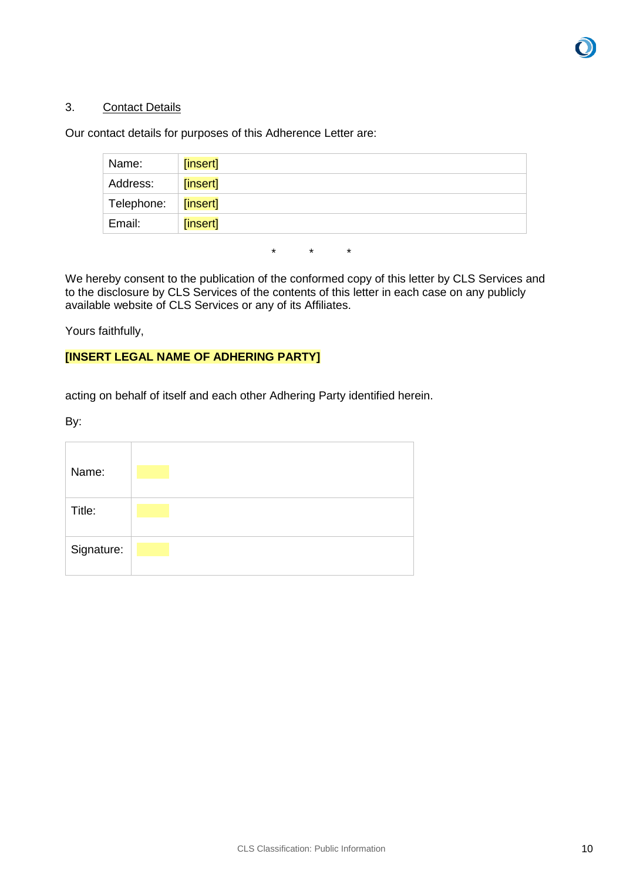3. Contact Details

Our contact details for purposes of this Adherence Letter are:

| | |
|---|---|
| Name: | [insert] |
| Address: | [insert] |
| Telephone: | [insert] |
| Email: | [insert] |

\* \* \*

We hereby consent to the publication of the conformed copy of this letter by CLS Services and to the disclosure by CLS Services of the contents of this letter in each case on any publicly available website of CLS Services or any of its Affiliates.

Yours faithfully,

**[INSERT LEGAL NAME OF ADHERING PARTY]**

acting on behalf of itself and each other Adhering Party identified herein.

By:

| | |
|---|---|
| Name: | |
| Title: | |
| Signature: | |